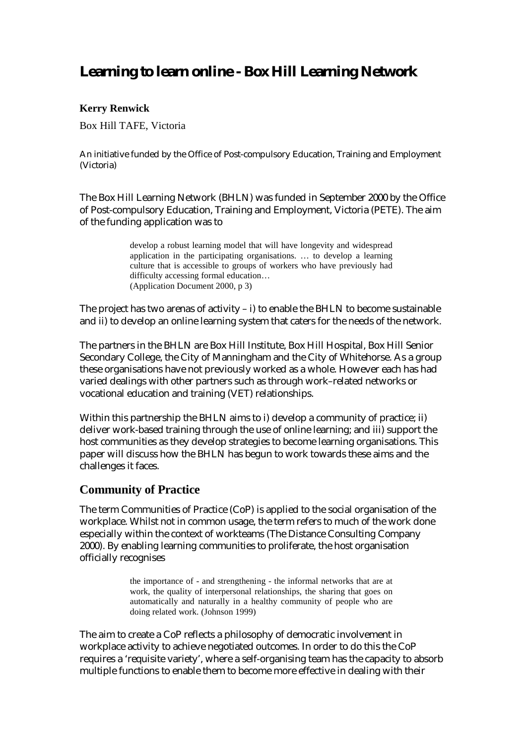# Learning to learn online - Box Hill Learning Network

**Kerry Renwick**

Box Hill TAFE, Victoria

An initiative funded by the Office of Post-compulsory Education, Training and Employment (Victoria)

The Box Hill Learning Network (BHLN) was funded in September 2000 by the Office of Post-compulsory Education, Training and Employment, Victoria (PETE). The aim of the funding application was to

> develop a robust learning model that will have longevity and widespread application in the participating organisations. … to develop a learning culture that is accessible to groups of workers who have previously had difficulty accessing formal education…
> (Application Document 2000, p 3)

The project has two arenas of activity – i) to enable the BHLN to become sustainable and ii) to develop an online learning system that caters for the needs of the network.

The partners in the BHLN are Box Hill Institute, Box Hill Hospital, Box Hill Senior Secondary College, the City of Manningham and the City of Whitehorse. As a group these organisations have not previously worked as a whole. However each has had varied dealings with other partners such as through work–related networks or vocational education and training (VET) relationships.

Within this partnership the BHLN aims to i) develop a community of practice; ii) deliver work-based training through the use of online learning; and iii) support the host communities as they develop strategies to become learning organisations. This paper will discuss how the BHLN has begun to work towards these aims and the challenges it faces.

## Community of Practice

The term Communities of Practice (CoP) is applied to the social organisation of the workplace. Whilst not in common usage, the term refers to much of the work done especially within the context of workteams (The Distance Consulting Company 2000). By enabling learning communities to proliferate, the host organisation officially recognises

> the importance of - and strengthening - the informal networks that are at work, the quality of interpersonal relationships, the sharing that goes on automatically and naturally in a healthy community of people who are doing related work. (Johnson 1999)

The aim to create a CoP reflects a philosophy of democratic involvement in workplace activity to achieve negotiated outcomes. In order to do this the CoP requires a 'requisite variety', where a self-organising team has the capacity to absorb multiple functions to enable them to become more effective in dealing with their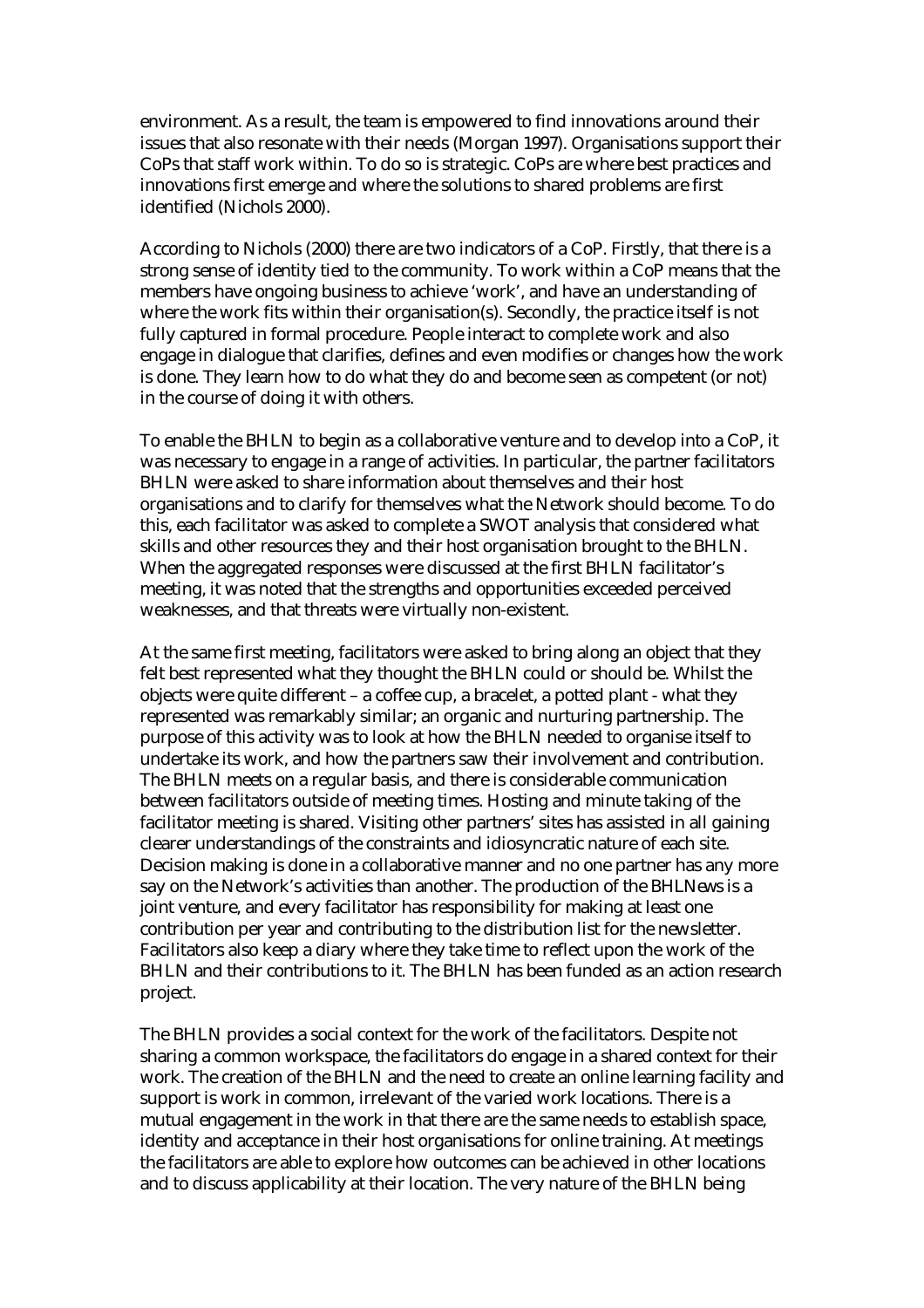environment. As a result, the team is empowered to find innovations around their issues that also resonate with their needs (Morgan 1997). Organisations support their CoPs that staff work within. To do so is strategic. CoPs are where best practices and innovations first emerge and where the solutions to shared problems are first identified (Nichols 2000).

According to Nichols (2000) there are two indicators of a CoP. Firstly, that there is a strong sense of identity tied to the community. To work within a CoP means that the members have ongoing business to achieve 'work', and have an understanding of where the work fits within their organisation(s). Secondly, the practice itself is not fully captured in formal procedure. People interact to complete work and also engage in dialogue that clarifies, defines and even modifies or changes how the work is done. They learn how to do what they do and become seen as competent (or not) in the course of doing it with others.

To enable the BHLN to begin as a collaborative venture and to develop into a CoP, it was necessary to engage in a range of activities. In particular, the partner facilitators BHLN were asked to share information about themselves and their host organisations and to clarify for themselves what the Network should become. To do this, each facilitator was asked to complete a SWOT analysis that considered what skills and other resources they and their host organisation brought to the BHLN. When the aggregated responses were discussed at the first BHLN facilitator's meeting, it was noted that the strengths and opportunities exceeded perceived weaknesses, and that threats were virtually non-existent.

At the same first meeting, facilitators were asked to bring along an object that they felt best represented what they thought the BHLN could or should be. Whilst the objects were quite different – a coffee cup, a bracelet, a potted plant - what they represented was remarkably similar; an organic and nurturing partnership. The purpose of this activity was to look at how the BHLN needed to organise itself to undertake its work, and how the partners saw their involvement and contribution. The BHLN meets on a regular basis, and there is considerable communication between facilitators outside of meeting times. Hosting and minute taking of the facilitator meeting is shared. Visiting other partners' sites has assisted in all gaining clearer understandings of the constraints and idiosyncratic nature of each site. Decision making is done in a collaborative manner and no one partner has any more say on the Network's activities than another. The production of the *BHLNews* is a joint venture, and every facilitator has responsibility for making at least one contribution per year and contributing to the distribution list for the newsletter. Facilitators also keep a diary where they take time to reflect upon the work of the BHLN and their contributions to it. The BHLN has been funded as an action research project.

The BHLN provides a social context for the work of the facilitators. Despite not sharing a common workspace, the facilitators do engage in a shared context for their work. The creation of the BHLN and the need to create an online learning facility and support is work in common, irrelevant of the varied work locations. There is a mutual engagement in the work in that there are the same needs to establish space, identity and acceptance in their host organisations for online training. At meetings the facilitators are able to explore how outcomes can be achieved in other locations and to discuss applicability at their location. The very nature of the BHLN being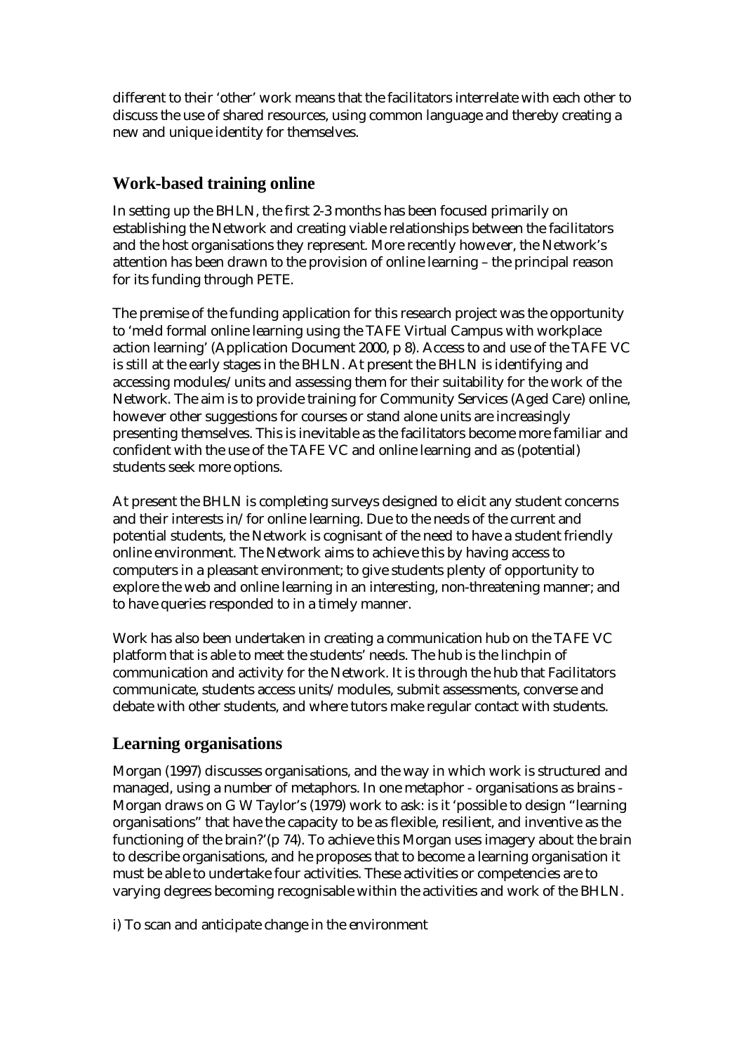different to their 'other' work means that the facilitators interrelate with each other to discuss the use of shared resources, using common language and thereby creating a new and unique identity for themselves.

## Work-based training online

In setting up the BHLN, the first 2-3 months has been focused primarily on establishing the Network and creating viable relationships between the facilitators and the host organisations they represent. More recently however, the Network's attention has been drawn to the provision of online learning – the principal reason for its funding through PETE.

The premise of the funding application for this research project was the opportunity to 'meld formal online learning using the TAFE Virtual Campus with workplace action learning' (Application Document 2000, p 8). Access to and use of the TAFE VC is still at the early stages in the BHLN. At present the BHLN is identifying and accessing modules/units and assessing them for their suitability for the work of the Network. The aim is to provide training for Community Services (Aged Care) online, however other suggestions for courses or stand alone units are increasingly presenting themselves. This is inevitable as the facilitators become more familiar and confident with the use of the TAFE VC and online learning and as (potential) students seek more options.

At present the BHLN is completing surveys designed to elicit any student concerns and their interests in/for online learning. Due to the needs of the current and potential students, the Network is cognisant of the need to have a student friendly online environment. The Network aims to achieve this by having access to computers in a pleasant environment; to give students plenty of opportunity to explore the web and online learning in an interesting, non-threatening manner; and to have queries responded to in a timely manner.

Work has also been undertaken in creating a communication hub on the TAFE VC platform that is able to meet the students' needs. The hub is the linchpin of communication and activity for the Network. It is through the hub that Facilitators communicate, students access units/modules, submit assessments, converse and debate with other students, and where tutors make regular contact with students.

## Learning organisations

Morgan (1997) discusses organisations, and the way in which work is structured and managed, using a number of metaphors. In one metaphor - organisations as brains - Morgan draws on G W Taylor's (1979) work to ask: is it 'possible to design "learning organisations" that have the capacity to be as flexible, resilient, and inventive as the functioning of the brain?'(p 74). To achieve this Morgan uses imagery about the brain to describe organisations, and he proposes that to become a learning organisation it must be able to undertake four activities. These activities or competencies are to varying degrees becoming recognisable within the activities and work of the BHLN.

i) To scan and anticipate change in the environment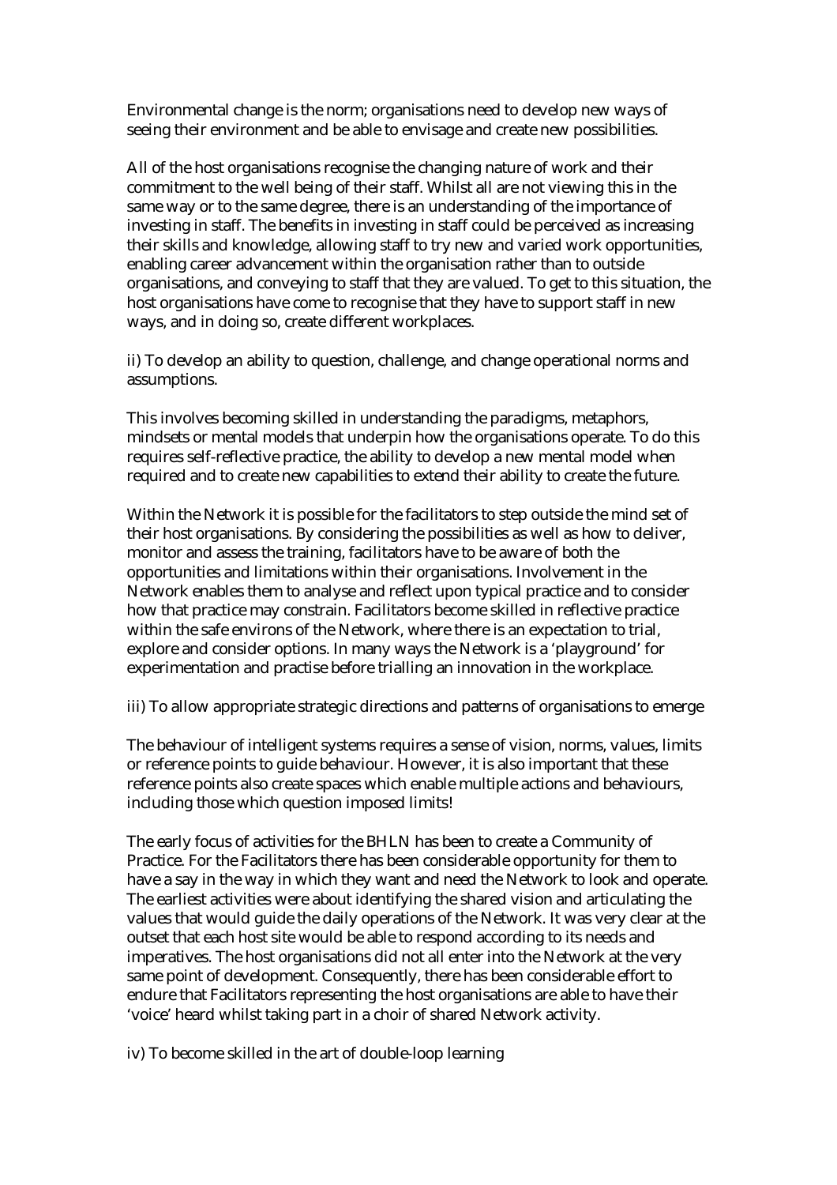Environmental change is the norm; organisations need to develop new ways of seeing their environment and be able to envisage and create new possibilities.

All of the host organisations recognise the changing nature of work and their commitment to the well being of their staff. Whilst all are not viewing this in the same way or to the same degree, there is an understanding of the importance of investing in staff. The benefits in investing in staff could be perceived as increasing their skills and knowledge, allowing staff to try new and varied work opportunities, enabling career advancement within the organisation rather than to outside organisations, and conveying to staff that they are valued. To get to this situation, the host organisations have come to recognise that they have to support staff in new ways, and in doing so, create different workplaces.

ii) To develop an ability to question, challenge, and change operational norms and assumptions.

This involves becoming skilled in understanding the paradigms, metaphors, mindsets or mental models that underpin how the organisations operate. To do this requires self-reflective practice, the ability to develop a new mental model when required and to create new capabilities to extend their ability to create the future.

Within the Network it is possible for the facilitators to step outside the mind set of their host organisations. By considering the possibilities as well as how to deliver, monitor and assess the training, facilitators have to be aware of both the opportunities and limitations within their organisations. Involvement in the Network enables them to analyse and reflect upon typical practice and to consider how that practice may constrain. Facilitators become skilled in reflective practice within the safe environs of the Network, where there is an expectation to trial, explore and consider options. In many ways the Network is a 'playground' for experimentation and practise before trialling an innovation in the workplace.

iii) To allow appropriate strategic directions and patterns of organisations to emerge

The behaviour of intelligent systems requires a sense of vision, norms, values, limits or reference points to guide behaviour. However, it is also important that these reference points also create spaces which enable multiple actions and behaviours, including those which question imposed limits!

The early focus of activities for the BHLN has been to create a Community of Practice. For the Facilitators there has been considerable opportunity for them to have a say in the way in which they want and need the Network to look and operate. The earliest activities were about identifying the shared vision and articulating the values that would guide the daily operations of the Network. It was very clear at the outset that each host site would be able to respond according to its needs and imperatives. The host organisations did not all enter into the Network at the very same point of development. Consequently, there has been considerable effort to endure that Facilitators representing the host organisations are able to have their 'voice' heard whilst taking part in a choir of shared Network activity.

iv) To become skilled in the art of double-loop learning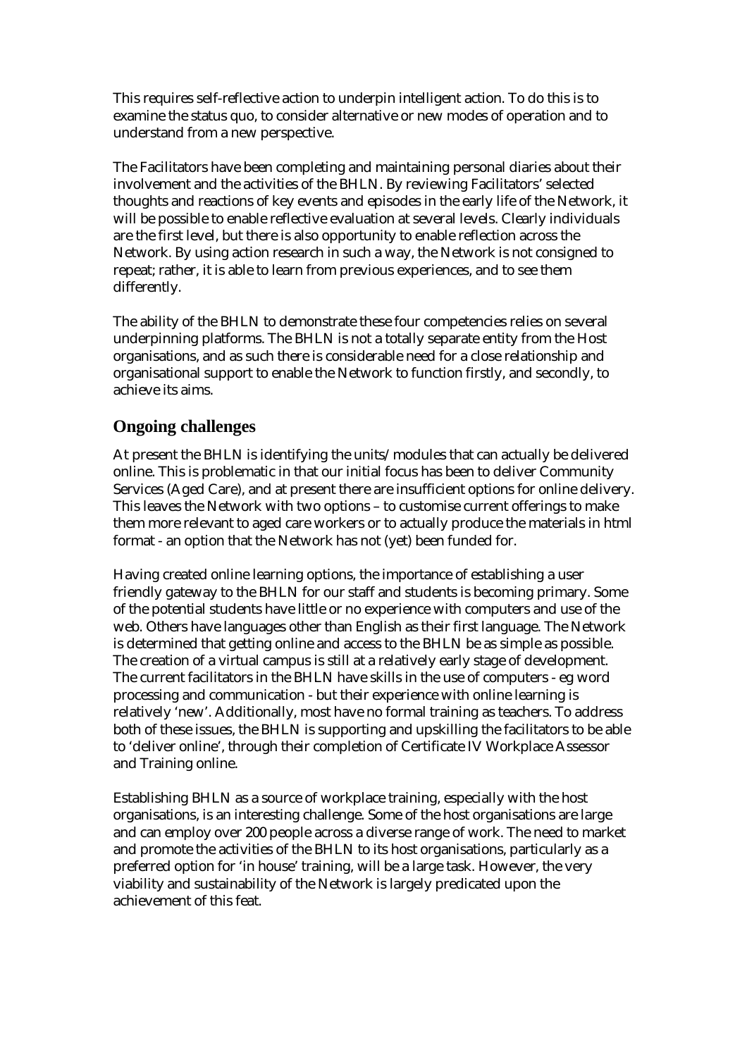This requires self-reflective action to underpin intelligent action. To do this is to examine the status quo, to consider alternative or new modes of operation and to understand from a new perspective.

The Facilitators have been completing and maintaining personal diaries about their involvement and the activities of the BHLN. By reviewing Facilitators' selected thoughts and reactions of key events and episodes in the early life of the Network, it will be possible to enable reflective evaluation at several levels. Clearly individuals are the first level, but there is also opportunity to enable reflection across the Network. By using action research in such a way, the Network is not consigned to repeat; rather, it is able to learn from previous experiences, and to see them differently.

The ability of the BHLN to demonstrate these four competencies relies on several underpinning platforms. The BHLN is not a totally separate entity from the Host organisations, and as such there is considerable need for a close relationship and organisational support to enable the Network to function firstly, and secondly, to achieve its aims.

## Ongoing challenges

At present the BHLN is identifying the units/modules that can actually be delivered online. This is problematic in that our initial focus has been to deliver Community Services (Aged Care), and at present there are insufficient options for online delivery. This leaves the Network with two options – to customise current offerings to make them more relevant to aged care workers or to actually produce the materials in html format - an option that the Network has not (yet) been funded for.

Having created online learning options, the importance of establishing a user friendly gateway to the BHLN for our staff and students is becoming primary. Some of the potential students have little or no experience with computers and use of the web. Others have languages other than English as their first language. The Network is determined that getting online and access to the BHLN be as simple as possible. The creation of a virtual campus is still at a relatively early stage of development. The current facilitators in the BHLN have skills in the use of computers - eg word processing and communication - but their experience with online learning is relatively 'new'. Additionally, most have no formal training as teachers. To address both of these issues, the BHLN is supporting and upskilling the facilitators to be able to 'deliver online', through their completion of Certificate IV Workplace Assessor and Training online.

Establishing BHLN as a source of workplace training, especially with the host organisations, is an interesting challenge. Some of the host organisations are large and can employ over 200 people across a diverse range of work. The need to market and promote the activities of the BHLN to its host organisations, particularly as a preferred option for 'in house' training, will be a large task. However, the very viability and sustainability of the Network is largely predicated upon the achievement of this feat.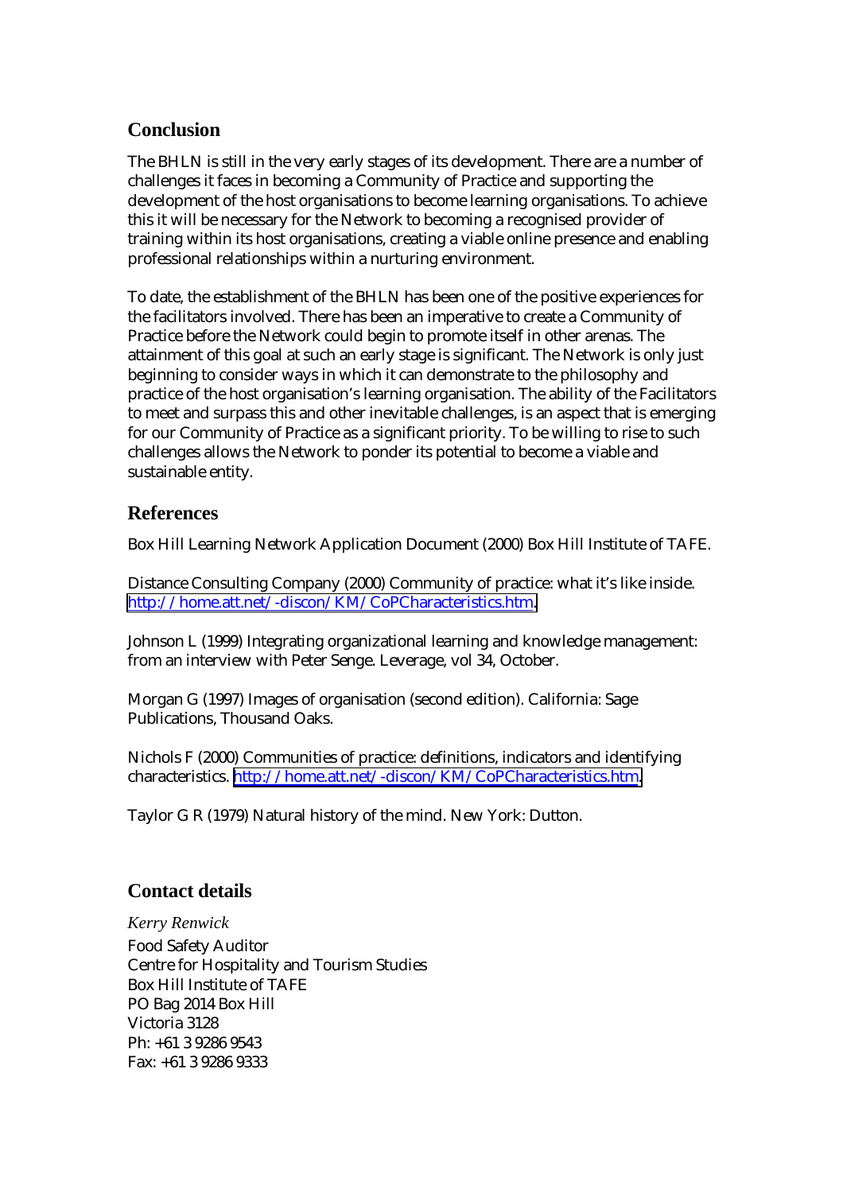## Conclusion

The BHLN is still in the very early stages of its development. There are a number of challenges it faces in becoming a Community of Practice and supporting the development of the host organisations to become learning organisations. To achieve this it will be necessary for the Network to becoming a recognised provider of training within its host organisations, creating a viable online presence and enabling professional relationships within a nurturing environment.

To date, the establishment of the BHLN has been one of the positive experiences for the facilitators involved. There has been an imperative to create a Community of Practice before the Network could begin to promote itself in other arenas. The attainment of this goal at such an early stage is significant. The Network is only just beginning to consider ways in which it can demonstrate to the philosophy and practice of the host organisation's learning organisation. The ability of the Facilitators to meet and surpass this and other inevitable challenges, is an aspect that is emerging for our Community of Practice as a significant priority. To be willing to rise to such challenges allows the Network to ponder its potential to become a viable and sustainable entity.

## References

Box Hill Learning Network Application Document (2000) Box Hill Institute of TAFE.

Distance Consulting Company (2000) Community of practice: what it's like inside. http://home.att.net/-discon/KM/CoPCharacteristics.htm.

Johnson L (1999) Integrating organizational learning and knowledge management: from an interview with Peter Senge. Leverage, vol 34, October.

Morgan G (1997) Images of organisation (second edition). California: Sage Publications, Thousand Oaks.

Nichols F (2000) Communities of practice: definitions, indicators and identifying characteristics. http://home.att.net/-discon/KM/CoPCharacteristics.htm.

Taylor G R (1979) Natural history of the mind. New York: Dutton.

## Contact details

*Kerry Renwick*
Food Safety Auditor
Centre for Hospitality and Tourism Studies
Box Hill Institute of TAFE
PO Bag 2014 Box Hill
Victoria 3128
Ph: +61 3 9286 9543
Fax: +61 3 9286 9333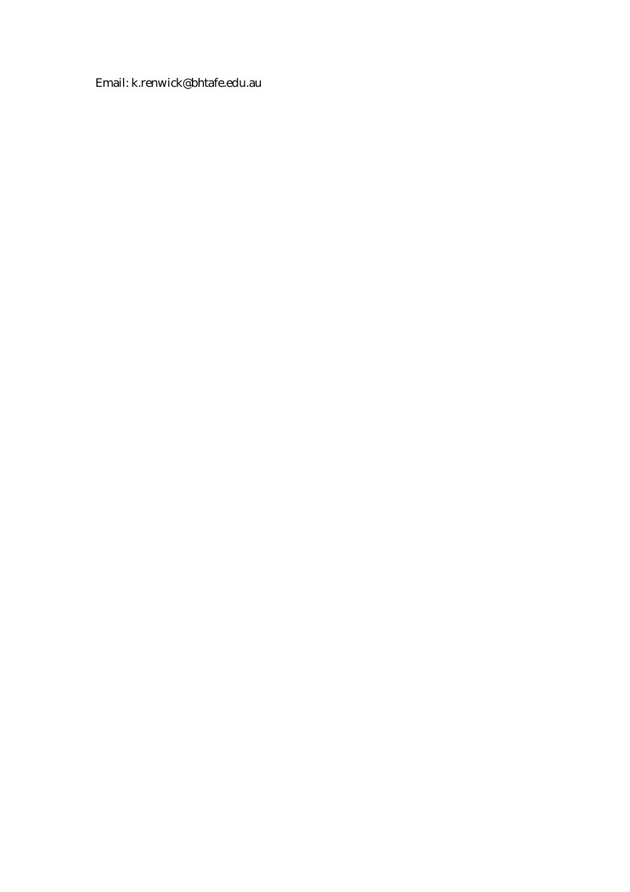Email: k.renwick@bhtafe.edu.au